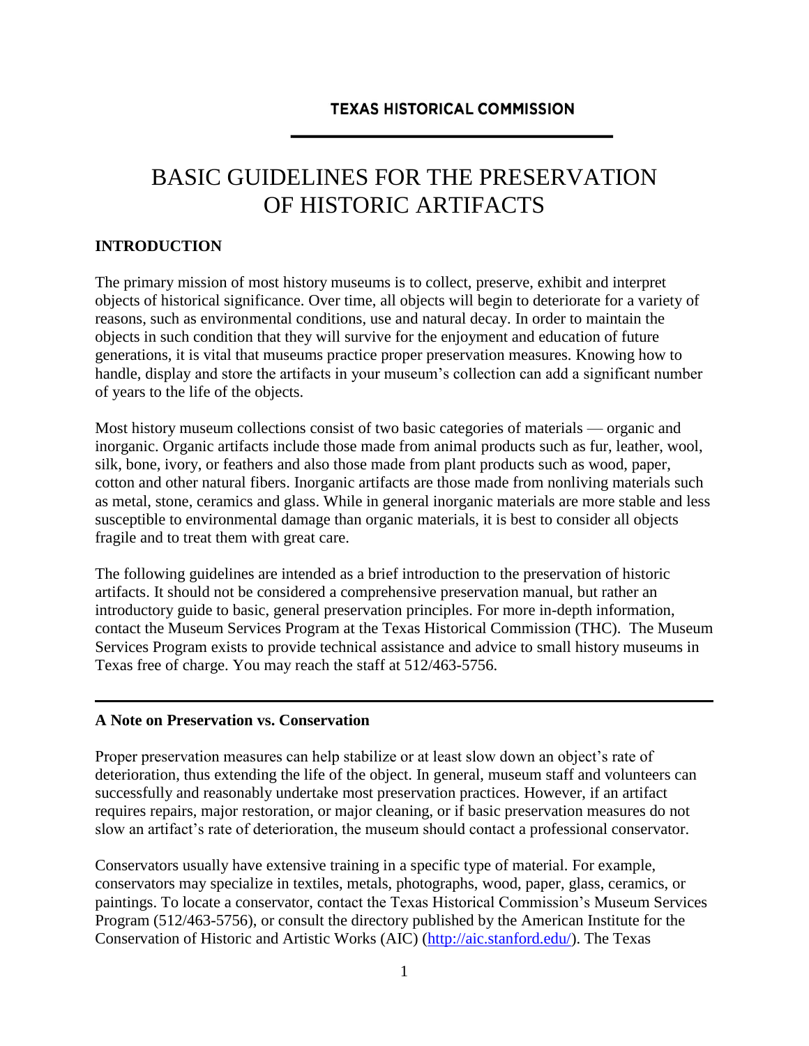**TEXAS HISTORICAL COMMISSION**

# BASIC GUIDELINES FOR THE PRESERVATION OF HISTORIC ARTIFACTS

## INTRODUCTION

The primary mission of most history museums is to collect, preserve, exhibit and interpret objects of historical significance. Over time, all objects will begin to deteriorate for a variety of reasons, such as environmental conditions, use and natural decay. In order to maintain the objects in such condition that they will survive for the enjoyment and education of future generations, it is vital that museums practice proper preservation measures. Knowing how to handle, display and store the artifacts in your museum's collection can add a significant number of years to the life of the objects.

Most history museum collections consist of two basic categories of materials — organic and inorganic. Organic artifacts include those made from animal products such as fur, leather, wool, silk, bone, ivory, or feathers and also those made from plant products such as wood, paper, cotton and other natural fibers. Inorganic artifacts are those made from nonliving materials such as metal, stone, ceramics and glass. While in general inorganic materials are more stable and less susceptible to environmental damage than organic materials, it is best to consider all objects fragile and to treat them with great care.

The following guidelines are intended as a brief introduction to the preservation of historic artifacts. It should not be considered a comprehensive preservation manual, but rather an introductory guide to basic, general preservation principles. For more in-depth information, contact the Museum Services Program at the Texas Historical Commission (THC). The Museum Services Program exists to provide technical assistance and advice to small history museums in Texas free of charge. You may reach the staff at 512/463-5756.

---

### A Note on Preservation vs. Conservation

Proper preservation measures can help stabilize or at least slow down an object's rate of deterioration, thus extending the life of the object. In general, museum staff and volunteers can successfully and reasonably undertake most preservation practices. However, if an artifact requires repairs, major restoration, or major cleaning, or if basic preservation measures do not slow an artifact's rate of deterioration, the museum should contact a professional conservator.

Conservators usually have extensive training in a specific type of material. For example, conservators may specialize in textiles, metals, photographs, wood, paper, glass, ceramics, or paintings. To locate a conservator, contact the Texas Historical Commission's Museum Services Program (512/463-5756), or consult the directory published by the American Institute for the Conservation of Historic and Artistic Works (AIC) (http://aic.stanford.edu/). The Texas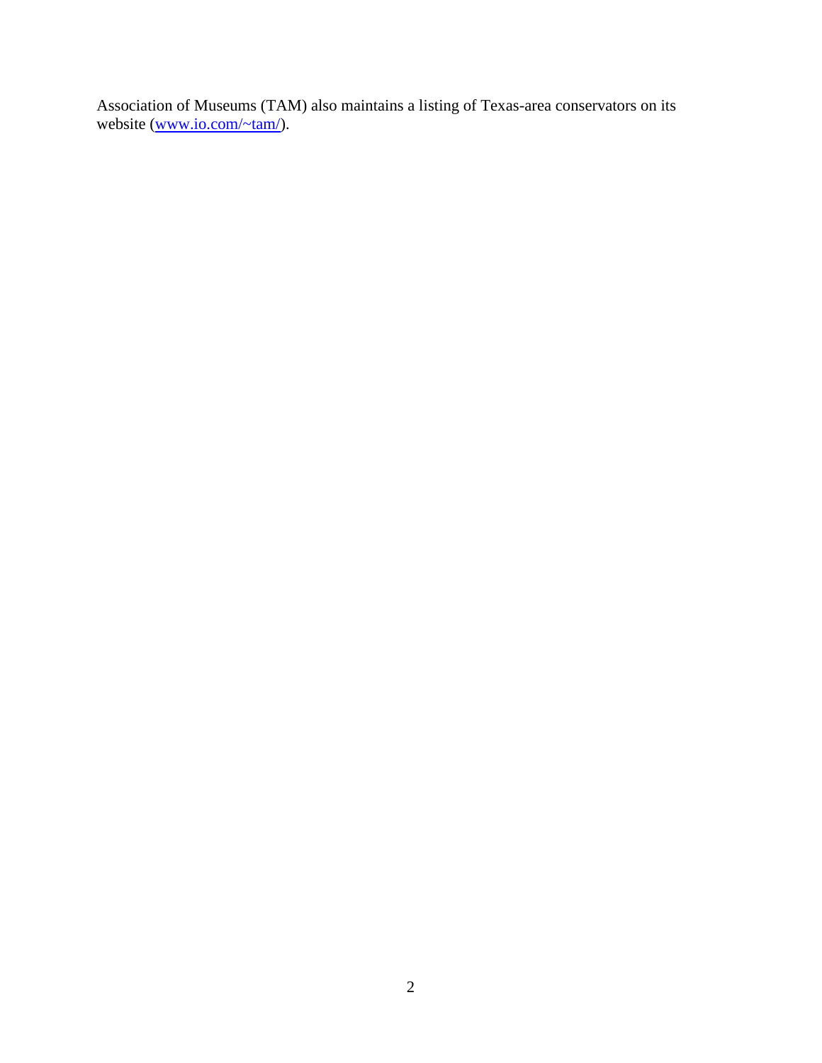Association of Museums (TAM) also maintains a listing of Texas-area conservators on its website (www.io.com/~tam/).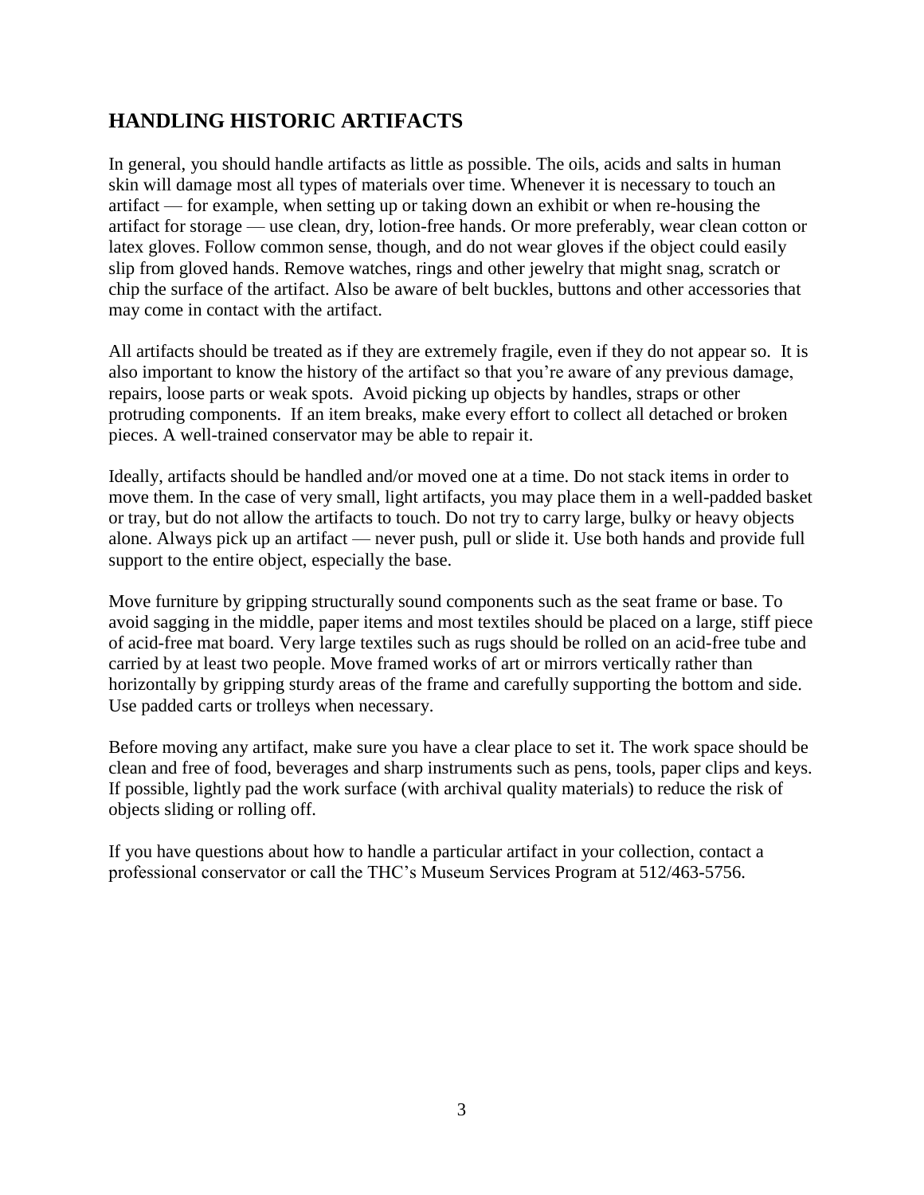## HANDLING HISTORIC ARTIFACTS

In general, you should handle artifacts as little as possible. The oils, acids and salts in human skin will damage most all types of materials over time. Whenever it is necessary to touch an artifact — for example, when setting up or taking down an exhibit or when re-housing the artifact for storage — use clean, dry, lotion-free hands. Or more preferably, wear clean cotton or latex gloves. Follow common sense, though, and do not wear gloves if the object could easily slip from gloved hands. Remove watches, rings and other jewelry that might snag, scratch or chip the surface of the artifact. Also be aware of belt buckles, buttons and other accessories that may come in contact with the artifact.

All artifacts should be treated as if they are extremely fragile, even if they do not appear so. It is also important to know the history of the artifact so that you're aware of any previous damage, repairs, loose parts or weak spots. Avoid picking up objects by handles, straps or other protruding components. If an item breaks, make every effort to collect all detached or broken pieces. A well-trained conservator may be able to repair it.

Ideally, artifacts should be handled and/or moved one at a time. Do not stack items in order to move them. In the case of very small, light artifacts, you may place them in a well-padded basket or tray, but do not allow the artifacts to touch. Do not try to carry large, bulky or heavy objects alone. Always pick up an artifact — never push, pull or slide it. Use both hands and provide full support to the entire object, especially the base.

Move furniture by gripping structurally sound components such as the seat frame or base. To avoid sagging in the middle, paper items and most textiles should be placed on a large, stiff piece of acid-free mat board. Very large textiles such as rugs should be rolled on an acid-free tube and carried by at least two people. Move framed works of art or mirrors vertically rather than horizontally by gripping sturdy areas of the frame and carefully supporting the bottom and side. Use padded carts or trolleys when necessary.

Before moving any artifact, make sure you have a clear place to set it. The work space should be clean and free of food, beverages and sharp instruments such as pens, tools, paper clips and keys. If possible, lightly pad the work surface (with archival quality materials) to reduce the risk of objects sliding or rolling off.

If you have questions about how to handle a particular artifact in your collection, contact a professional conservator or call the THC's Museum Services Program at 512/463-5756.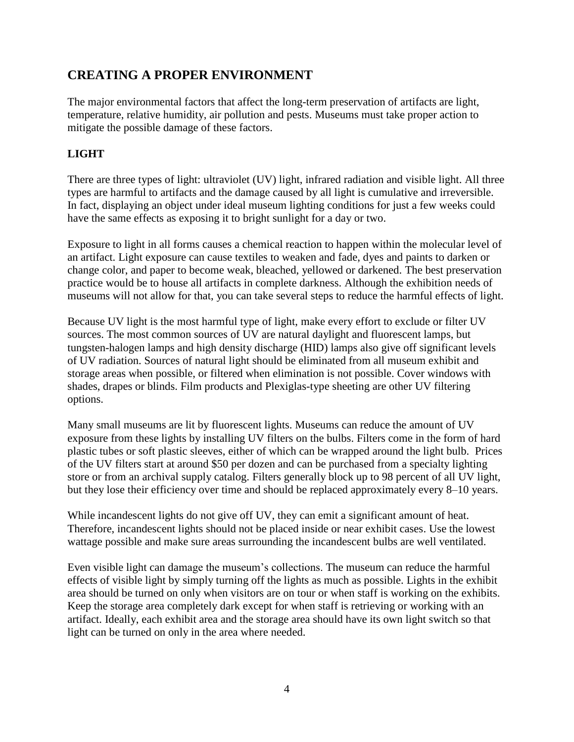## CREATING A PROPER ENVIRONMENT

The major environmental factors that affect the long-term preservation of artifacts are light, temperature, relative humidity, air pollution and pests. Museums must take proper action to mitigate the possible damage of these factors.

### LIGHT

There are three types of light: ultraviolet (UV) light, infrared radiation and visible light. All three types are harmful to artifacts and the damage caused by all light is cumulative and irreversible. In fact, displaying an object under ideal museum lighting conditions for just a few weeks could have the same effects as exposing it to bright sunlight for a day or two.

Exposure to light in all forms causes a chemical reaction to happen within the molecular level of an artifact. Light exposure can cause textiles to weaken and fade, dyes and paints to darken or change color, and paper to become weak, bleached, yellowed or darkened. The best preservation practice would be to house all artifacts in complete darkness. Although the exhibition needs of museums will not allow for that, you can take several steps to reduce the harmful effects of light.

Because UV light is the most harmful type of light, make every effort to exclude or filter UV sources. The most common sources of UV are natural daylight and fluorescent lamps, but tungsten-halogen lamps and high density discharge (HID) lamps also give off significant levels of UV radiation. Sources of natural light should be eliminated from all museum exhibit and storage areas when possible, or filtered when elimination is not possible. Cover windows with shades, drapes or blinds. Film products and Plexiglas-type sheeting are other UV filtering options.

Many small museums are lit by fluorescent lights. Museums can reduce the amount of UV exposure from these lights by installing UV filters on the bulbs. Filters come in the form of hard plastic tubes or soft plastic sleeves, either of which can be wrapped around the light bulb. Prices of the UV filters start at around $50 per dozen and can be purchased from a specialty lighting store or from an archival supply catalog. Filters generally block up to 98 percent of all UV light, but they lose their efficiency over time and should be replaced approximately every 8–10 years.

While incandescent lights do not give off UV, they can emit a significant amount of heat. Therefore, incandescent lights should not be placed inside or near exhibit cases. Use the lowest wattage possible and make sure areas surrounding the incandescent bulbs are well ventilated.

Even visible light can damage the museum's collections. The museum can reduce the harmful effects of visible light by simply turning off the lights as much as possible. Lights in the exhibit area should be turned on only when visitors are on tour or when staff is working on the exhibits. Keep the storage area completely dark except for when staff is retrieving or working with an artifact. Ideally, each exhibit area and the storage area should have its own light switch so that light can be turned on only in the area where needed.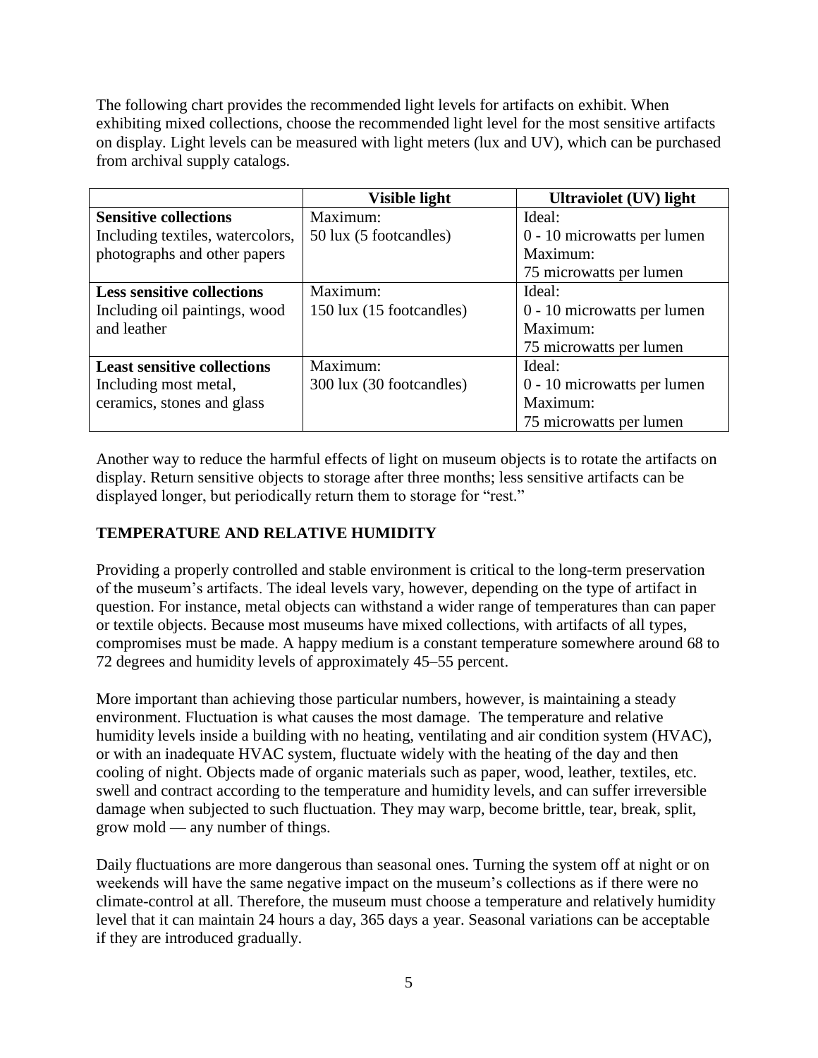The following chart provides the recommended light levels for artifacts on exhibit. When exhibiting mixed collections, choose the recommended light level for the most sensitive artifacts on display. Light levels can be measured with light meters (lux and UV), which can be purchased from archival supply catalogs.

| | Visible light | Ultraviolet (UV) light |
|---|---|---|
| **Sensitive collections** Including textiles, watercolors, photographs and other papers | Maximum: 50 lux (5 footcandles) | Ideal: 0 - 10 microwatts per lumen Maximum: 75 microwatts per lumen |
| **Less sensitive collections** Including oil paintings, wood and leather | Maximum: 150 lux (15 footcandles) | Ideal: 0 - 10 microwatts per lumen Maximum: 75 microwatts per lumen |
| **Least sensitive collections** Including most metal, ceramics, stones and glass | Maximum: 300 lux (30 footcandles) | Ideal: 0 - 10 microwatts per lumen Maximum: 75 microwatts per lumen |

Another way to reduce the harmful effects of light on museum objects is to rotate the artifacts on display. Return sensitive objects to storage after three months; less sensitive artifacts can be displayed longer, but periodically return them to storage for "rest."

## TEMPERATURE AND RELATIVE HUMIDITY

Providing a properly controlled and stable environment is critical to the long-term preservation of the museum's artifacts. The ideal levels vary, however, depending on the type of artifact in question. For instance, metal objects can withstand a wider range of temperatures than can paper or textile objects. Because most museums have mixed collections, with artifacts of all types, compromises must be made. A happy medium is a constant temperature somewhere around 68 to 72 degrees and humidity levels of approximately 45–55 percent.

More important than achieving those particular numbers, however, is maintaining a steady environment. Fluctuation is what causes the most damage. The temperature and relative humidity levels inside a building with no heating, ventilating and air condition system (HVAC), or with an inadequate HVAC system, fluctuate widely with the heating of the day and then cooling of night. Objects made of organic materials such as paper, wood, leather, textiles, etc. swell and contract according to the temperature and humidity levels, and can suffer irreversible damage when subjected to such fluctuation. They may warp, become brittle, tear, break, split, grow mold — any number of things.

Daily fluctuations are more dangerous than seasonal ones. Turning the system off at night or on weekends will have the same negative impact on the museum's collections as if there were no climate-control at all. Therefore, the museum must choose a temperature and relatively humidity level that it can maintain 24 hours a day, 365 days a year. Seasonal variations can be acceptable if they are introduced gradually.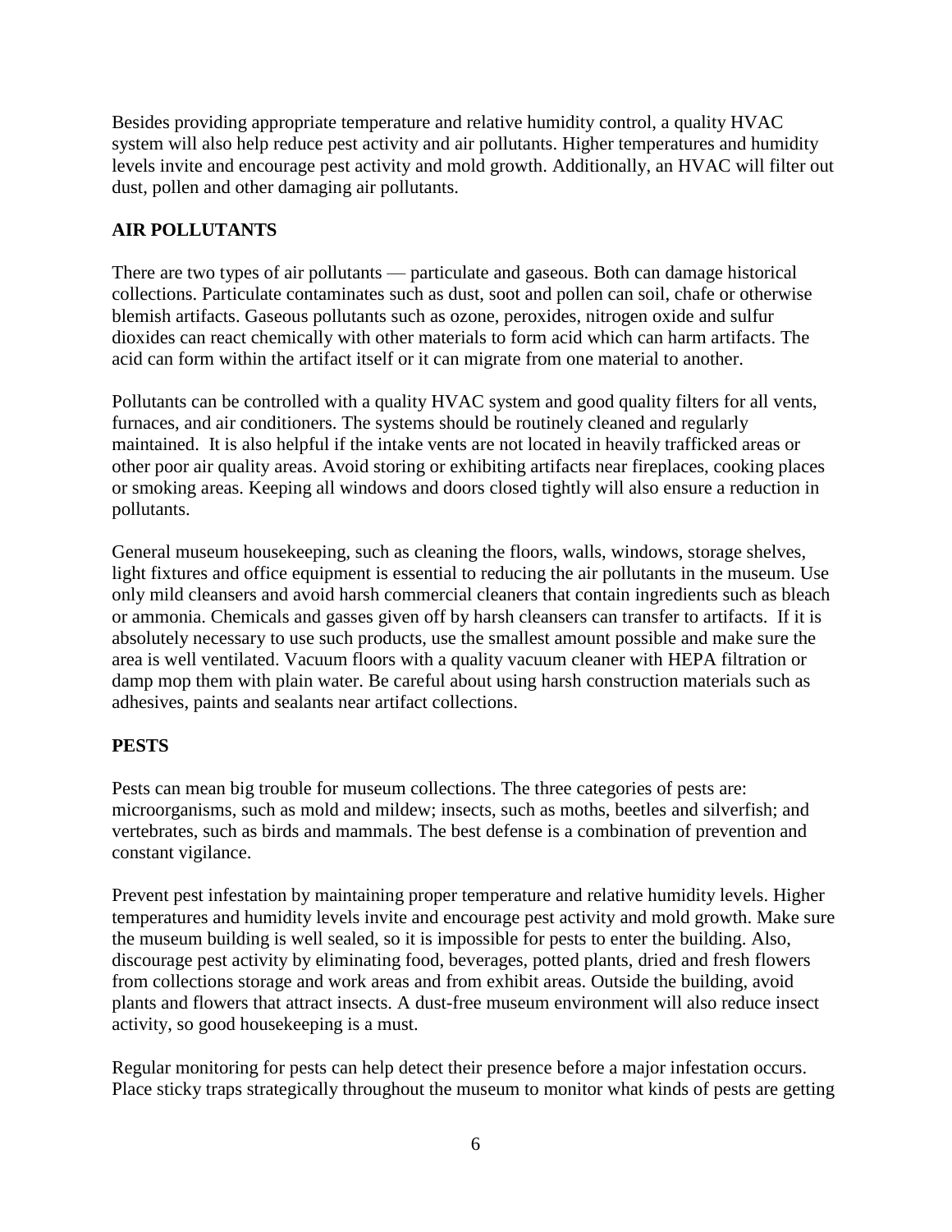Besides providing appropriate temperature and relative humidity control, a quality HVAC system will also help reduce pest activity and air pollutants. Higher temperatures and humidity levels invite and encourage pest activity and mold growth. Additionally, an HVAC will filter out dust, pollen and other damaging air pollutants.

## AIR POLLUTANTS

There are two types of air pollutants — particulate and gaseous. Both can damage historical collections. Particulate contaminates such as dust, soot and pollen can soil, chafe or otherwise blemish artifacts. Gaseous pollutants such as ozone, peroxides, nitrogen oxide and sulfur dioxides can react chemically with other materials to form acid which can harm artifacts. The acid can form within the artifact itself or it can migrate from one material to another.

Pollutants can be controlled with a quality HVAC system and good quality filters for all vents, furnaces, and air conditioners. The systems should be routinely cleaned and regularly maintained. It is also helpful if the intake vents are not located in heavily trafficked areas or other poor air quality areas. Avoid storing or exhibiting artifacts near fireplaces, cooking places or smoking areas. Keeping all windows and doors closed tightly will also ensure a reduction in pollutants.

General museum housekeeping, such as cleaning the floors, walls, windows, storage shelves, light fixtures and office equipment is essential to reducing the air pollutants in the museum. Use only mild cleansers and avoid harsh commercial cleaners that contain ingredients such as bleach or ammonia. Chemicals and gasses given off by harsh cleansers can transfer to artifacts. If it is absolutely necessary to use such products, use the smallest amount possible and make sure the area is well ventilated. Vacuum floors with a quality vacuum cleaner with HEPA filtration or damp mop them with plain water. Be careful about using harsh construction materials such as adhesives, paints and sealants near artifact collections.

## PESTS

Pests can mean big trouble for museum collections. The three categories of pests are: microorganisms, such as mold and mildew; insects, such as moths, beetles and silverfish; and vertebrates, such as birds and mammals. The best defense is a combination of prevention and constant vigilance.

Prevent pest infestation by maintaining proper temperature and relative humidity levels. Higher temperatures and humidity levels invite and encourage pest activity and mold growth. Make sure the museum building is well sealed, so it is impossible for pests to enter the building. Also, discourage pest activity by eliminating food, beverages, potted plants, dried and fresh flowers from collections storage and work areas and from exhibit areas. Outside the building, avoid plants and flowers that attract insects. A dust-free museum environment will also reduce insect activity, so good housekeeping is a must.

Regular monitoring for pests can help detect their presence before a major infestation occurs. Place sticky traps strategically throughout the museum to monitor what kinds of pests are getting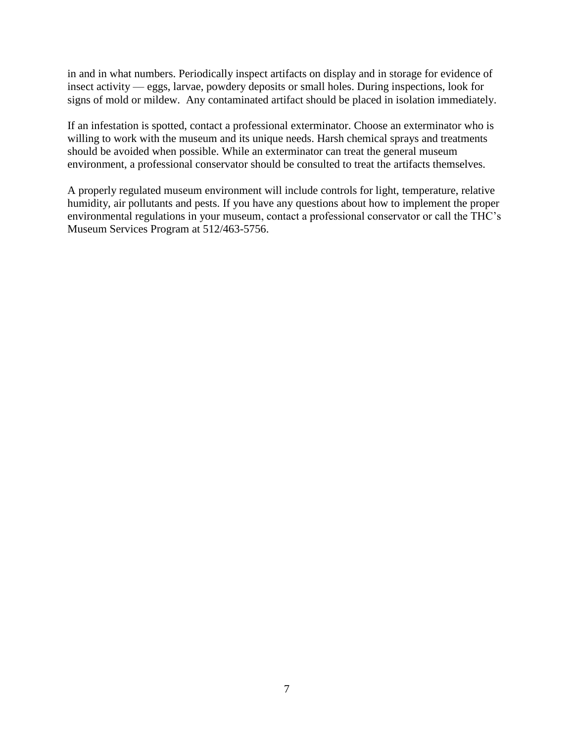in and in what numbers. Periodically inspect artifacts on display and in storage for evidence of insect activity — eggs, larvae, powdery deposits or small holes. During inspections, look for signs of mold or mildew.  Any contaminated artifact should be placed in isolation immediately.

If an infestation is spotted, contact a professional exterminator. Choose an exterminator who is willing to work with the museum and its unique needs. Harsh chemical sprays and treatments should be avoided when possible. While an exterminator can treat the general museum environment, a professional conservator should be consulted to treat the artifacts themselves.

A properly regulated museum environment will include controls for light, temperature, relative humidity, air pollutants and pests. If you have any questions about how to implement the proper environmental regulations in your museum, contact a professional conservator or call the THC's Museum Services Program at 512/463-5756.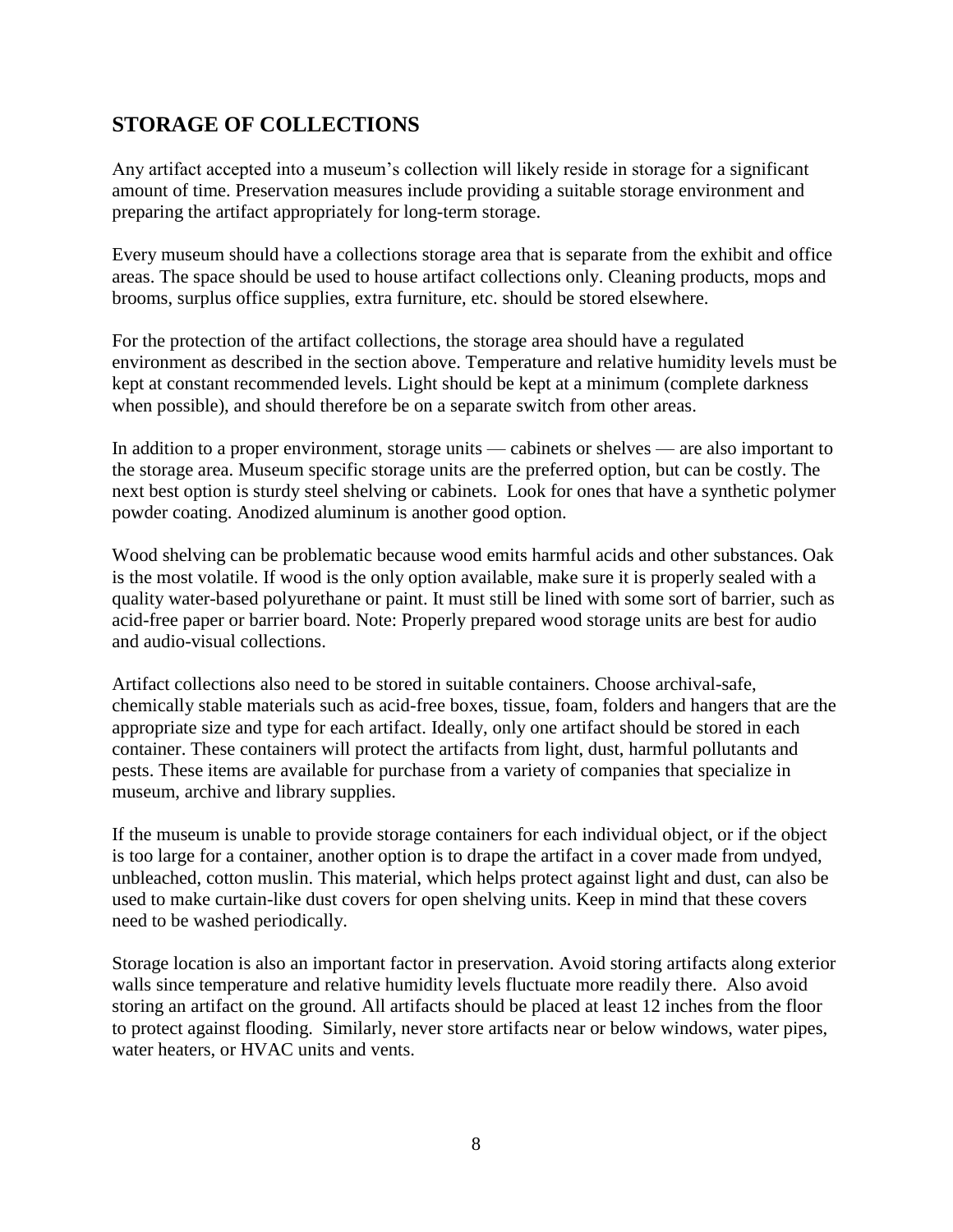## STORAGE OF COLLECTIONS

Any artifact accepted into a museum's collection will likely reside in storage for a significant amount of time. Preservation measures include providing a suitable storage environment and preparing the artifact appropriately for long-term storage.

Every museum should have a collections storage area that is separate from the exhibit and office areas. The space should be used to house artifact collections only. Cleaning products, mops and brooms, surplus office supplies, extra furniture, etc. should be stored elsewhere.

For the protection of the artifact collections, the storage area should have a regulated environment as described in the section above. Temperature and relative humidity levels must be kept at constant recommended levels. Light should be kept at a minimum (complete darkness when possible), and should therefore be on a separate switch from other areas.

In addition to a proper environment, storage units — cabinets or shelves — are also important to the storage area. Museum specific storage units are the preferred option, but can be costly. The next best option is sturdy steel shelving or cabinets. Look for ones that have a synthetic polymer powder coating. Anodized aluminum is another good option.

Wood shelving can be problematic because wood emits harmful acids and other substances. Oak is the most volatile. If wood is the only option available, make sure it is properly sealed with a quality water-based polyurethane or paint. It must still be lined with some sort of barrier, such as acid-free paper or barrier board. Note: Properly prepared wood storage units are best for audio and audio-visual collections.

Artifact collections also need to be stored in suitable containers. Choose archival-safe, chemically stable materials such as acid-free boxes, tissue, foam, folders and hangers that are the appropriate size and type for each artifact. Ideally, only one artifact should be stored in each container. These containers will protect the artifacts from light, dust, harmful pollutants and pests. These items are available for purchase from a variety of companies that specialize in museum, archive and library supplies.

If the museum is unable to provide storage containers for each individual object, or if the object is too large for a container, another option is to drape the artifact in a cover made from undyed, unbleached, cotton muslin. This material, which helps protect against light and dust, can also be used to make curtain-like dust covers for open shelving units. Keep in mind that these covers need to be washed periodically.

Storage location is also an important factor in preservation. Avoid storing artifacts along exterior walls since temperature and relative humidity levels fluctuate more readily there. Also avoid storing an artifact on the ground. All artifacts should be placed at least 12 inches from the floor to protect against flooding. Similarly, never store artifacts near or below windows, water pipes, water heaters, or HVAC units and vents.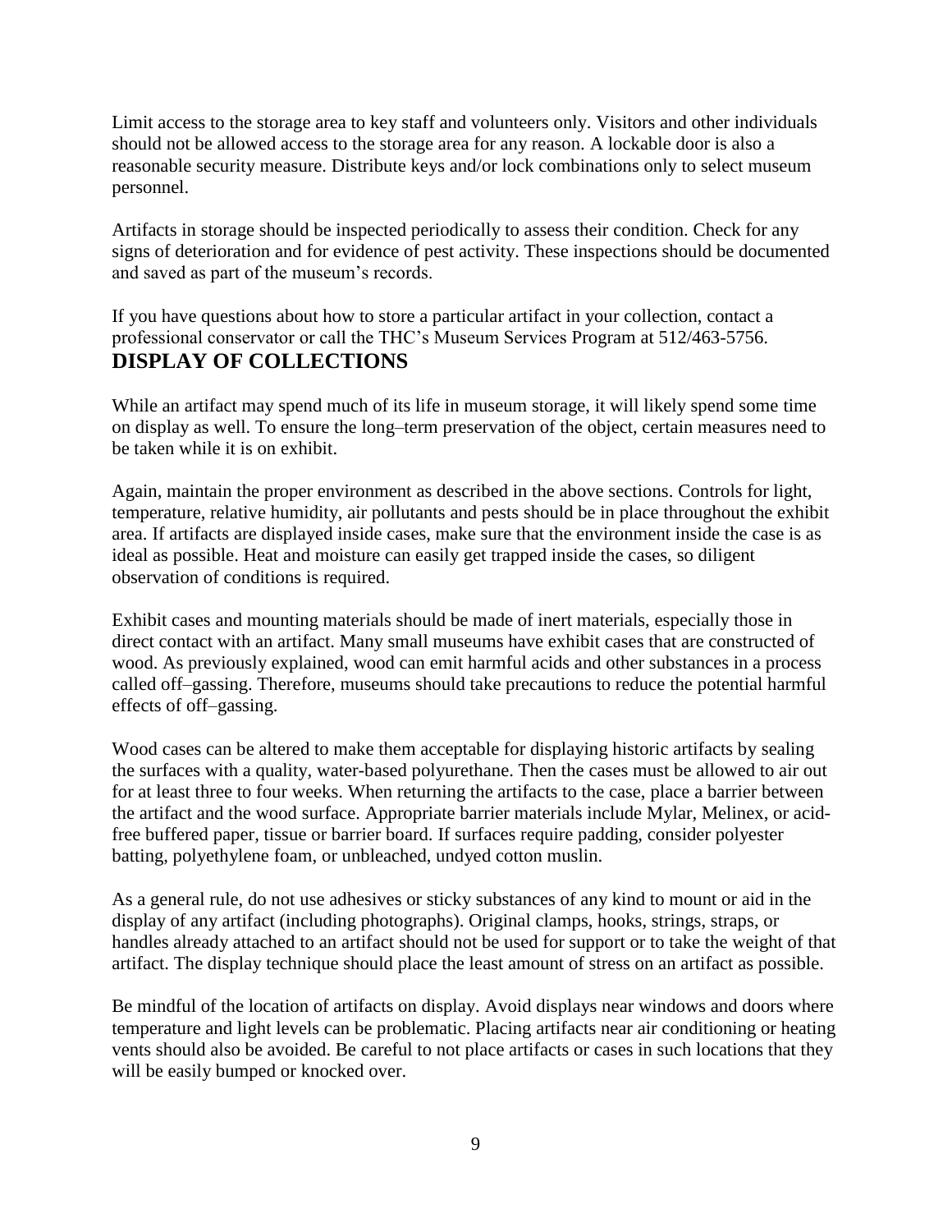Limit access to the storage area to key staff and volunteers only. Visitors and other individuals should not be allowed access to the storage area for any reason. A lockable door is also a reasonable security measure. Distribute keys and/or lock combinations only to select museum personnel.

Artifacts in storage should be inspected periodically to assess their condition. Check for any signs of deterioration and for evidence of pest activity. These inspections should be documented and saved as part of the museum's records.

If you have questions about how to store a particular artifact in your collection, contact a professional conservator or call the THC's Museum Services Program at 512/463-5756.

## DISPLAY OF COLLECTIONS

While an artifact may spend much of its life in museum storage, it will likely spend some time on display as well. To ensure the long–term preservation of the object, certain measures need to be taken while it is on exhibit.

Again, maintain the proper environment as described in the above sections. Controls for light, temperature, relative humidity, air pollutants and pests should be in place throughout the exhibit area. If artifacts are displayed inside cases, make sure that the environment inside the case is as ideal as possible. Heat and moisture can easily get trapped inside the cases, so diligent observation of conditions is required.

Exhibit cases and mounting materials should be made of inert materials, especially those in direct contact with an artifact. Many small museums have exhibit cases that are constructed of wood. As previously explained, wood can emit harmful acids and other substances in a process called off–gassing. Therefore, museums should take precautions to reduce the potential harmful effects of off–gassing.

Wood cases can be altered to make them acceptable for displaying historic artifacts by sealing the surfaces with a quality, water-based polyurethane. Then the cases must be allowed to air out for at least three to four weeks. When returning the artifacts to the case, place a barrier between the artifact and the wood surface. Appropriate barrier materials include Mylar, Melinex, or acid-free buffered paper, tissue or barrier board. If surfaces require padding, consider polyester batting, polyethylene foam, or unbleached, undyed cotton muslin.

As a general rule, do not use adhesives or sticky substances of any kind to mount or aid in the display of any artifact (including photographs). Original clamps, hooks, strings, straps, or handles already attached to an artifact should not be used for support or to take the weight of that artifact. The display technique should place the least amount of stress on an artifact as possible.

Be mindful of the location of artifacts on display. Avoid displays near windows and doors where temperature and light levels can be problematic. Placing artifacts near air conditioning or heating vents should also be avoided. Be careful to not place artifacts or cases in such locations that they will be easily bumped or knocked over.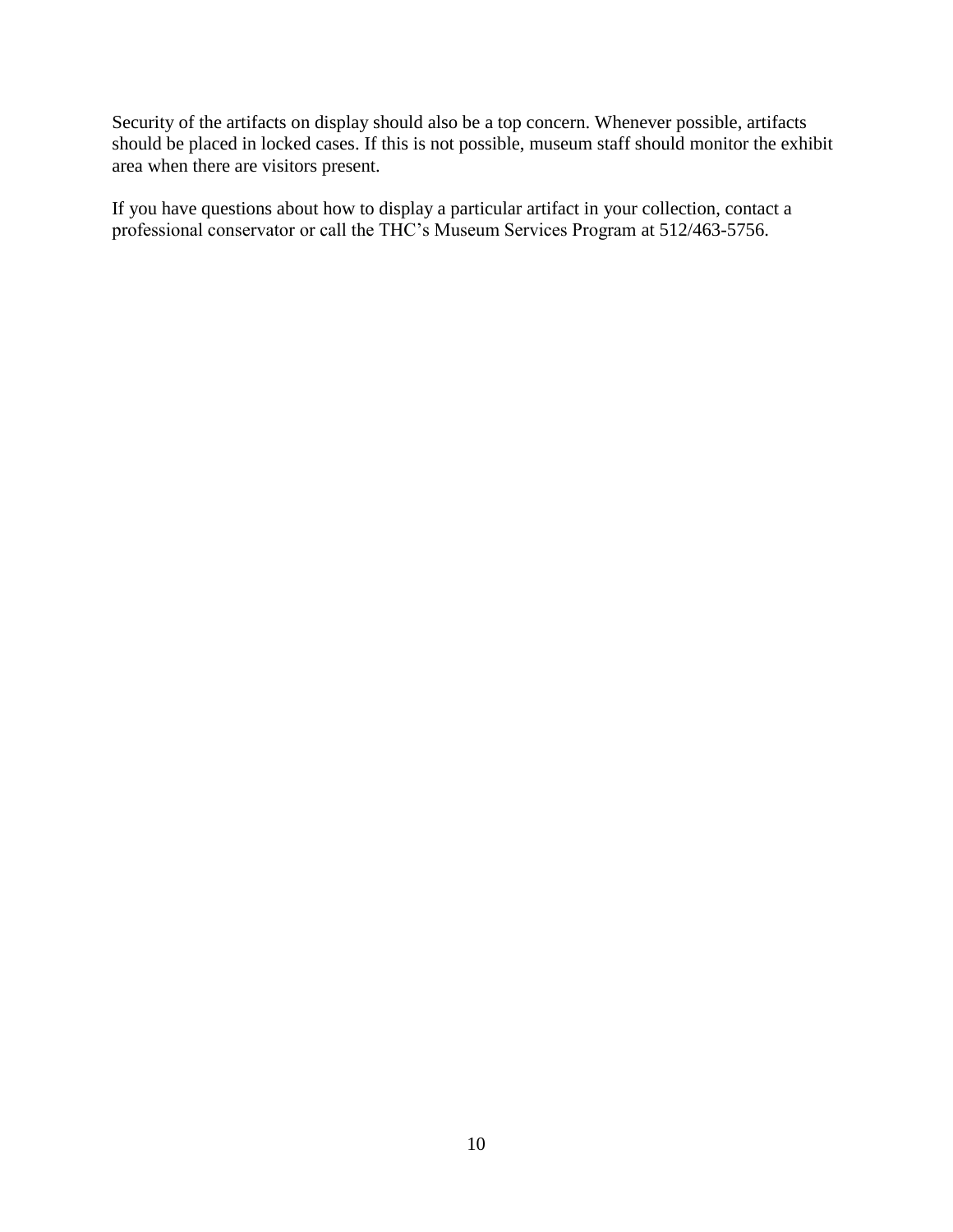Security of the artifacts on display should also be a top concern. Whenever possible, artifacts should be placed in locked cases. If this is not possible, museum staff should monitor the exhibit area when there are visitors present.

If you have questions about how to display a particular artifact in your collection, contact a professional conservator or call the THC's Museum Services Program at 512/463-5756.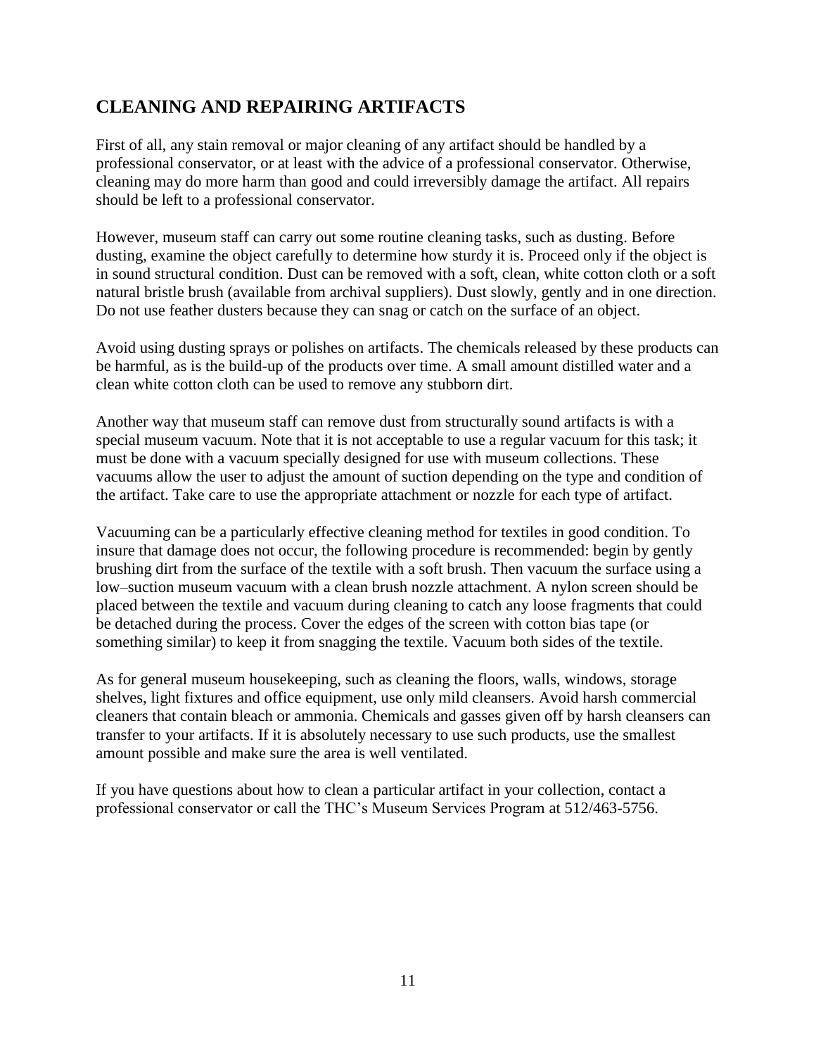## CLEANING AND REPAIRING ARTIFACTS

First of all, any stain removal or major cleaning of any artifact should be handled by a professional conservator, or at least with the advice of a professional conservator. Otherwise, cleaning may do more harm than good and could irreversibly damage the artifact. All repairs should be left to a professional conservator.

However, museum staff can carry out some routine cleaning tasks, such as dusting. Before dusting, examine the object carefully to determine how sturdy it is. Proceed only if the object is in sound structural condition. Dust can be removed with a soft, clean, white cotton cloth or a soft natural bristle brush (available from archival suppliers). Dust slowly, gently and in one direction. Do not use feather dusters because they can snag or catch on the surface of an object.

Avoid using dusting sprays or polishes on artifacts. The chemicals released by these products can be harmful, as is the build-up of the products over time. A small amount distilled water and a clean white cotton cloth can be used to remove any stubborn dirt.

Another way that museum staff can remove dust from structurally sound artifacts is with a special museum vacuum. Note that it is not acceptable to use a regular vacuum for this task; it must be done with a vacuum specially designed for use with museum collections. These vacuums allow the user to adjust the amount of suction depending on the type and condition of the artifact. Take care to use the appropriate attachment or nozzle for each type of artifact.

Vacuuming can be a particularly effective cleaning method for textiles in good condition. To insure that damage does not occur, the following procedure is recommended: begin by gently brushing dirt from the surface of the textile with a soft brush. Then vacuum the surface using a low–suction museum vacuum with a clean brush nozzle attachment. A nylon screen should be placed between the textile and vacuum during cleaning to catch any loose fragments that could be detached during the process. Cover the edges of the screen with cotton bias tape (or something similar) to keep it from snagging the textile. Vacuum both sides of the textile.

As for general museum housekeeping, such as cleaning the floors, walls, windows, storage shelves, light fixtures and office equipment, use only mild cleansers. Avoid harsh commercial cleaners that contain bleach or ammonia. Chemicals and gasses given off by harsh cleansers can transfer to your artifacts. If it is absolutely necessary to use such products, use the smallest amount possible and make sure the area is well ventilated.

If you have questions about how to clean a particular artifact in your collection, contact a professional conservator or call the THC's Museum Services Program at 512/463-5756.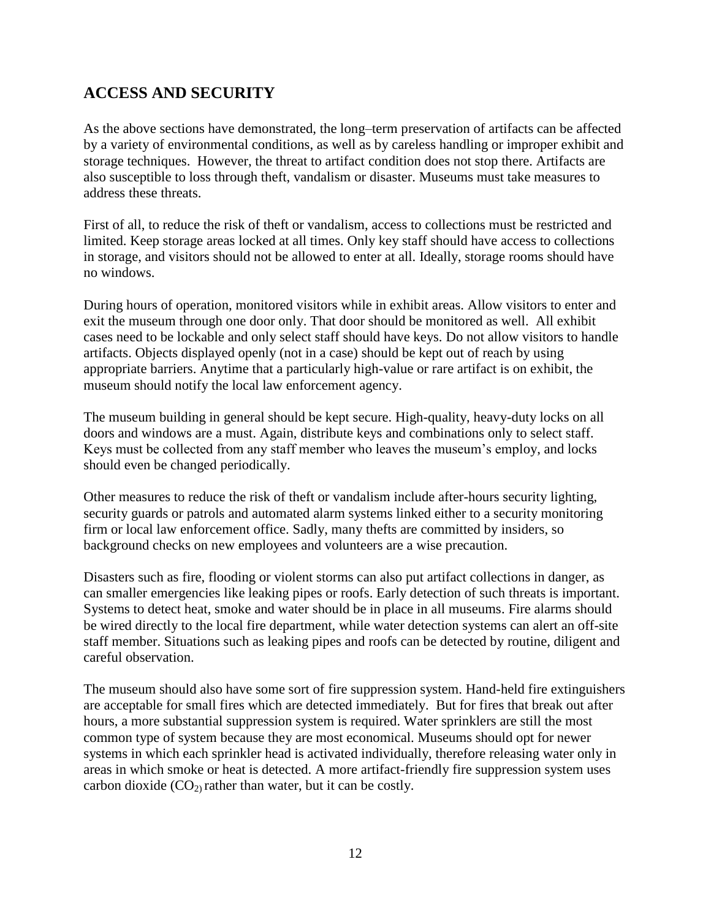## ACCESS AND SECURITY

As the above sections have demonstrated, the long–term preservation of artifacts can be affected by a variety of environmental conditions, as well as by careless handling or improper exhibit and storage techniques. However, the threat to artifact condition does not stop there. Artifacts are also susceptible to loss through theft, vandalism or disaster. Museums must take measures to address these threats.

First of all, to reduce the risk of theft or vandalism, access to collections must be restricted and limited. Keep storage areas locked at all times. Only key staff should have access to collections in storage, and visitors should not be allowed to enter at all. Ideally, storage rooms should have no windows.

During hours of operation, monitored visitors while in exhibit areas. Allow visitors to enter and exit the museum through one door only. That door should be monitored as well. All exhibit cases need to be lockable and only select staff should have keys. Do not allow visitors to handle artifacts. Objects displayed openly (not in a case) should be kept out of reach by using appropriate barriers. Anytime that a particularly high-value or rare artifact is on exhibit, the museum should notify the local law enforcement agency.

The museum building in general should be kept secure. High-quality, heavy-duty locks on all doors and windows are a must. Again, distribute keys and combinations only to select staff. Keys must be collected from any staff member who leaves the museum's employ, and locks should even be changed periodically.

Other measures to reduce the risk of theft or vandalism include after-hours security lighting, security guards or patrols and automated alarm systems linked either to a security monitoring firm or local law enforcement office. Sadly, many thefts are committed by insiders, so background checks on new employees and volunteers are a wise precaution.

Disasters such as fire, flooding or violent storms can also put artifact collections in danger, as can smaller emergencies like leaking pipes or roofs. Early detection of such threats is important. Systems to detect heat, smoke and water should be in place in all museums. Fire alarms should be wired directly to the local fire department, while water detection systems can alert an off-site staff member. Situations such as leaking pipes and roofs can be detected by routine, diligent and careful observation.

The museum should also have some sort of fire suppression system. Hand-held fire extinguishers are acceptable for small fires which are detected immediately. But for fires that break out after hours, a more substantial suppression system is required. Water sprinklers are still the most common type of system because they are most economical. Museums should opt for newer systems in which each sprinkler head is activated individually, therefore releasing water only in areas in which smoke or heat is detected. A more artifact-friendly fire suppression system uses carbon dioxide ($CO_2$) rather than water, but it can be costly.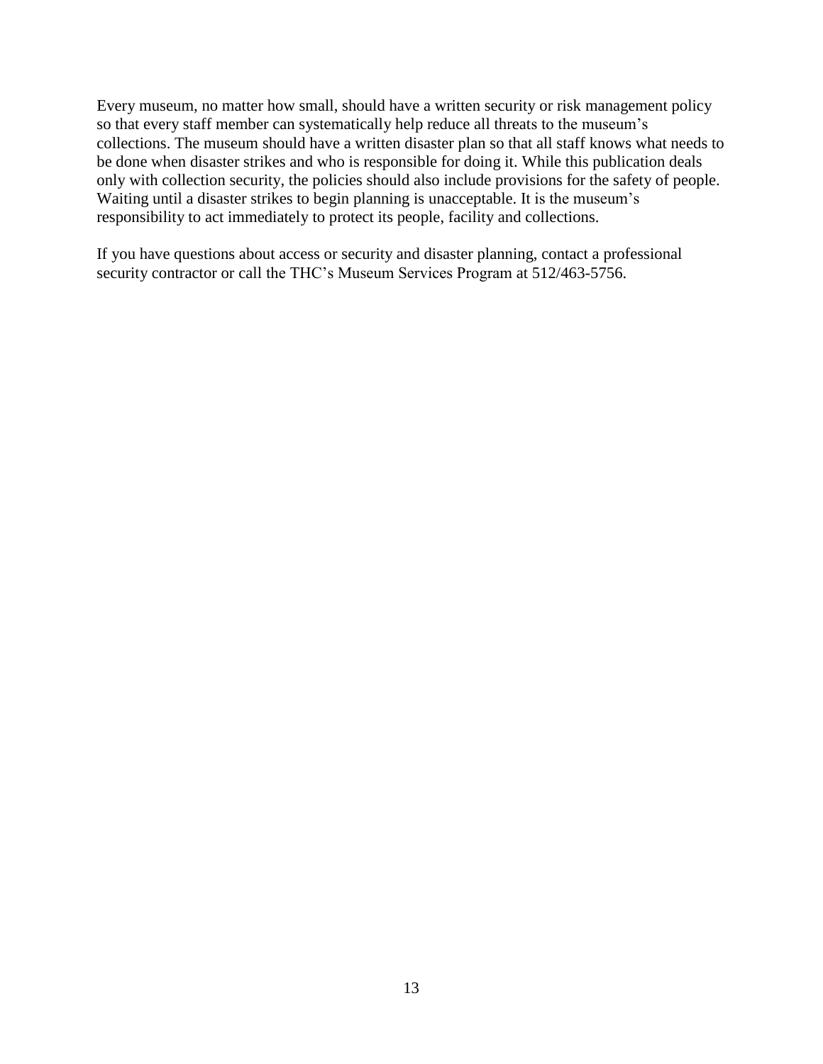Every museum, no matter how small, should have a written security or risk management policy so that every staff member can systematically help reduce all threats to the museum's collections. The museum should have a written disaster plan so that all staff knows what needs to be done when disaster strikes and who is responsible for doing it. While this publication deals only with collection security, the policies should also include provisions for the safety of people. Waiting until a disaster strikes to begin planning is unacceptable. It is the museum's responsibility to act immediately to protect its people, facility and collections.

If you have questions about access or security and disaster planning, contact a professional security contractor or call the THC's Museum Services Program at 512/463-5756.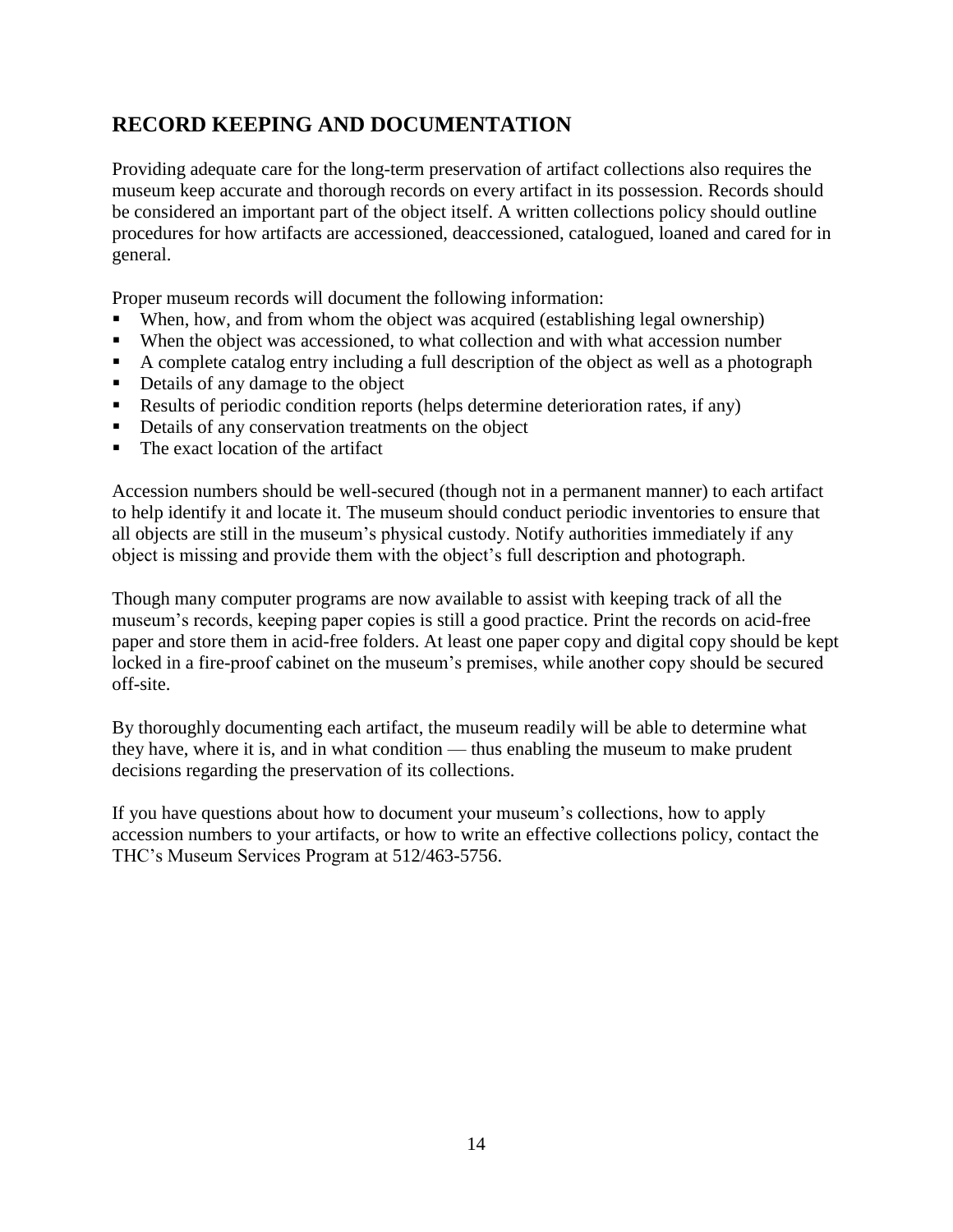## RECORD KEEPING AND DOCUMENTATION

Providing adequate care for the long-term preservation of artifact collections also requires the museum keep accurate and thorough records on every artifact in its possession. Records should be considered an important part of the object itself. A written collections policy should outline procedures for how artifacts are accessioned, deaccessioned, catalogued, loaned and cared for in general.

Proper museum records will document the following information:

- When, how, and from whom the object was acquired (establishing legal ownership)
- When the object was accessioned, to what collection and with what accession number
- A complete catalog entry including a full description of the object as well as a photograph
- Details of any damage to the object
- Results of periodic condition reports (helps determine deterioration rates, if any)
- Details of any conservation treatments on the object
- The exact location of the artifact

Accession numbers should be well-secured (though not in a permanent manner) to each artifact to help identify it and locate it. The museum should conduct periodic inventories to ensure that all objects are still in the museum's physical custody. Notify authorities immediately if any object is missing and provide them with the object's full description and photograph.

Though many computer programs are now available to assist with keeping track of all the museum's records, keeping paper copies is still a good practice. Print the records on acid-free paper and store them in acid-free folders. At least one paper copy and digital copy should be kept locked in a fire-proof cabinet on the museum's premises, while another copy should be secured off-site.

By thoroughly documenting each artifact, the museum readily will be able to determine what they have, where it is, and in what condition — thus enabling the museum to make prudent decisions regarding the preservation of its collections.

If you have questions about how to document your museum's collections, how to apply accession numbers to your artifacts, or how to write an effective collections policy, contact the THC's Museum Services Program at 512/463-5756.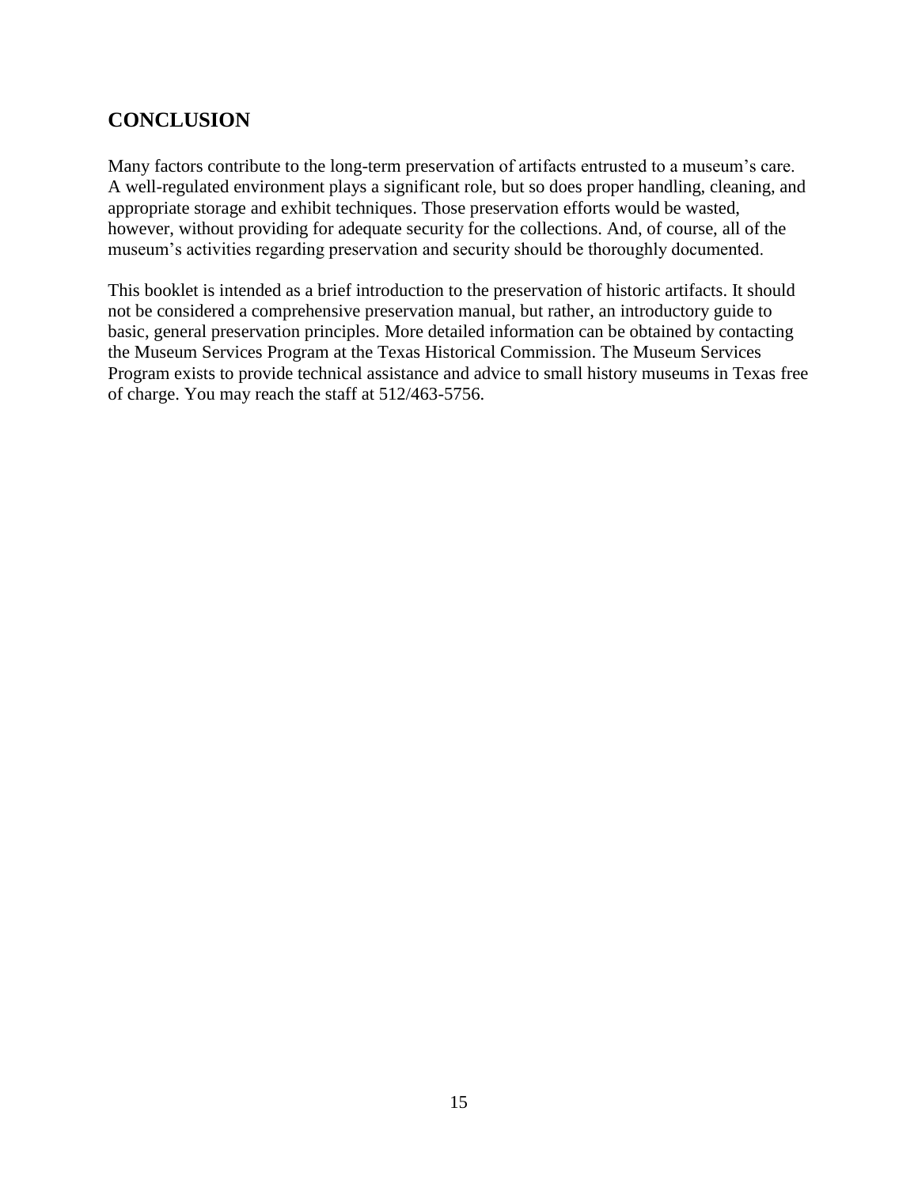## CONCLUSION

Many factors contribute to the long-term preservation of artifacts entrusted to a museum's care. A well-regulated environment plays a significant role, but so does proper handling, cleaning, and appropriate storage and exhibit techniques. Those preservation efforts would be wasted, however, without providing for adequate security for the collections. And, of course, all of the museum's activities regarding preservation and security should be thoroughly documented.

This booklet is intended as a brief introduction to the preservation of historic artifacts. It should not be considered a comprehensive preservation manual, but rather, an introductory guide to basic, general preservation principles. More detailed information can be obtained by contacting the Museum Services Program at the Texas Historical Commission. The Museum Services Program exists to provide technical assistance and advice to small history museums in Texas free of charge. You may reach the staff at 512/463-5756.